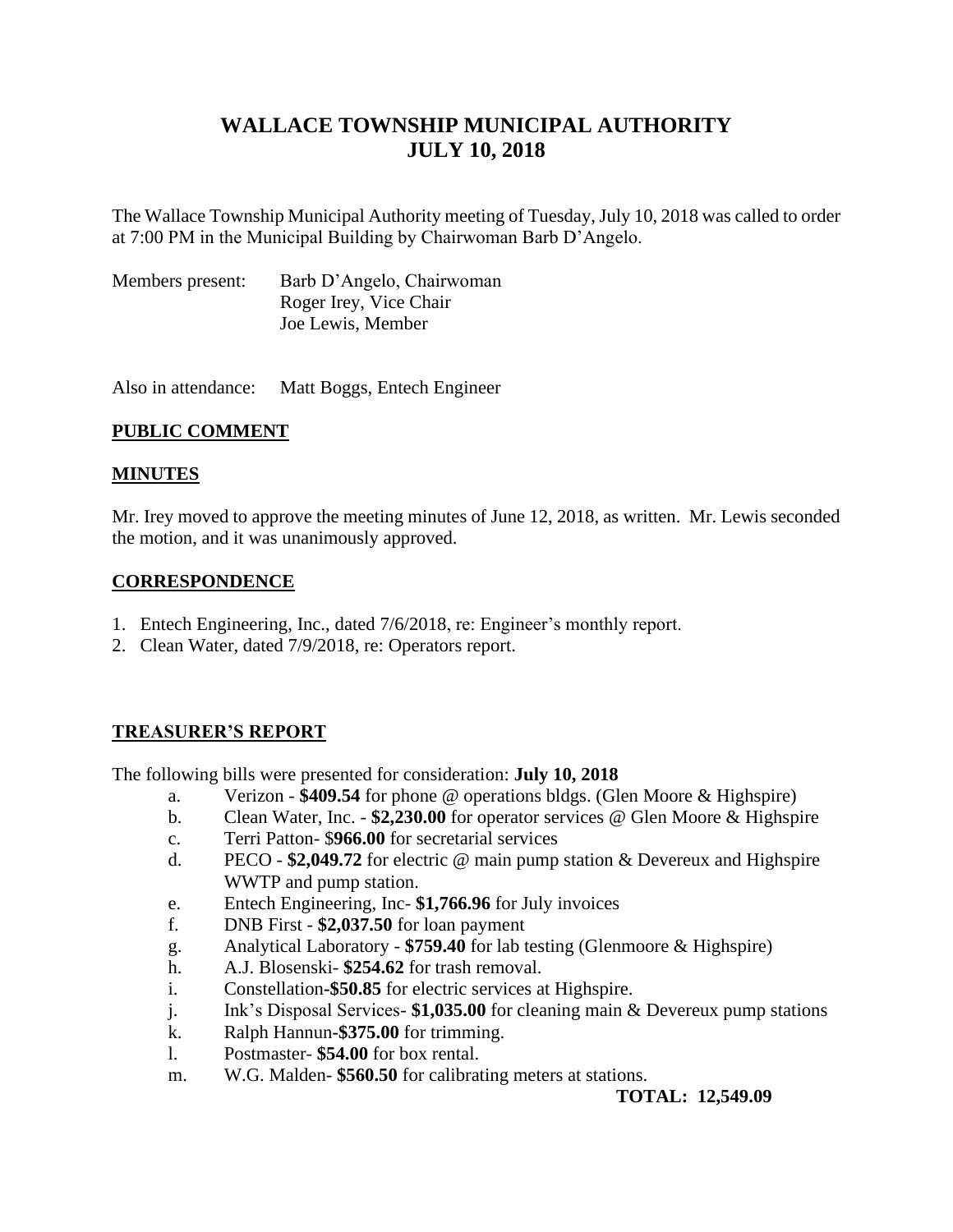# WALLACE TOWNSHIP MUNICIPAL AUTHORITY
# JULY 10, 2018

The Wallace Township Municipal Authority meeting of Tuesday, July 10, 2018 was called to order at 7:00 PM in the Municipal Building by Chairwoman Barb D'Angelo.

Members present: Barb D'Angelo, Chairwoman
Roger Irey, Vice Chair
Joe Lewis, Member

Also in attendance: Matt Boggs, Entech Engineer

## PUBLIC COMMENT

## MINUTES

Mr. Irey moved to approve the meeting minutes of June 12, 2018, as written. Mr. Lewis seconded the motion, and it was unanimously approved.

## CORRESPONDENCE

1. Entech Engineering, Inc., dated 7/6/2018, re: Engineer's monthly report.
2. Clean Water, dated 7/9/2018, re: Operators report.

## TREASURER'S REPORT

The following bills were presented for consideration: **July 10, 2018**

a. Verizon - **$409.54** for phone @ operations bldgs. (Glen Moore & Highspire)
b. Clean Water, Inc. - **$2,230.00** for operator services @ Glen Moore & Highspire
c. Terri Patton- $**966.00** for secretarial services
d. PECO - **$2,049.72** for electric @ main pump station & Devereux and Highspire WWTP and pump station.
e. Entech Engineering, Inc- **$1,766.96** for July invoices
f. DNB First - **$2,037.50** for loan payment
g. Analytical Laboratory - **$759.40** for lab testing (Glenmoore & Highspire)
h. A.J. Blosenski- **$254.62** for trash removal.
i. Constellation-**$50.85** for electric services at Highspire.
j. Ink's Disposal Services- **$1,035.00** for cleaning main & Devereux pump stations
k. Ralph Hannun-**$375.00** for trimming.
l. Postmaster- **$54.00** for box rental.
m. W.G. Malden- **$560.50** for calibrating meters at stations.

**TOTAL: 12,549.09**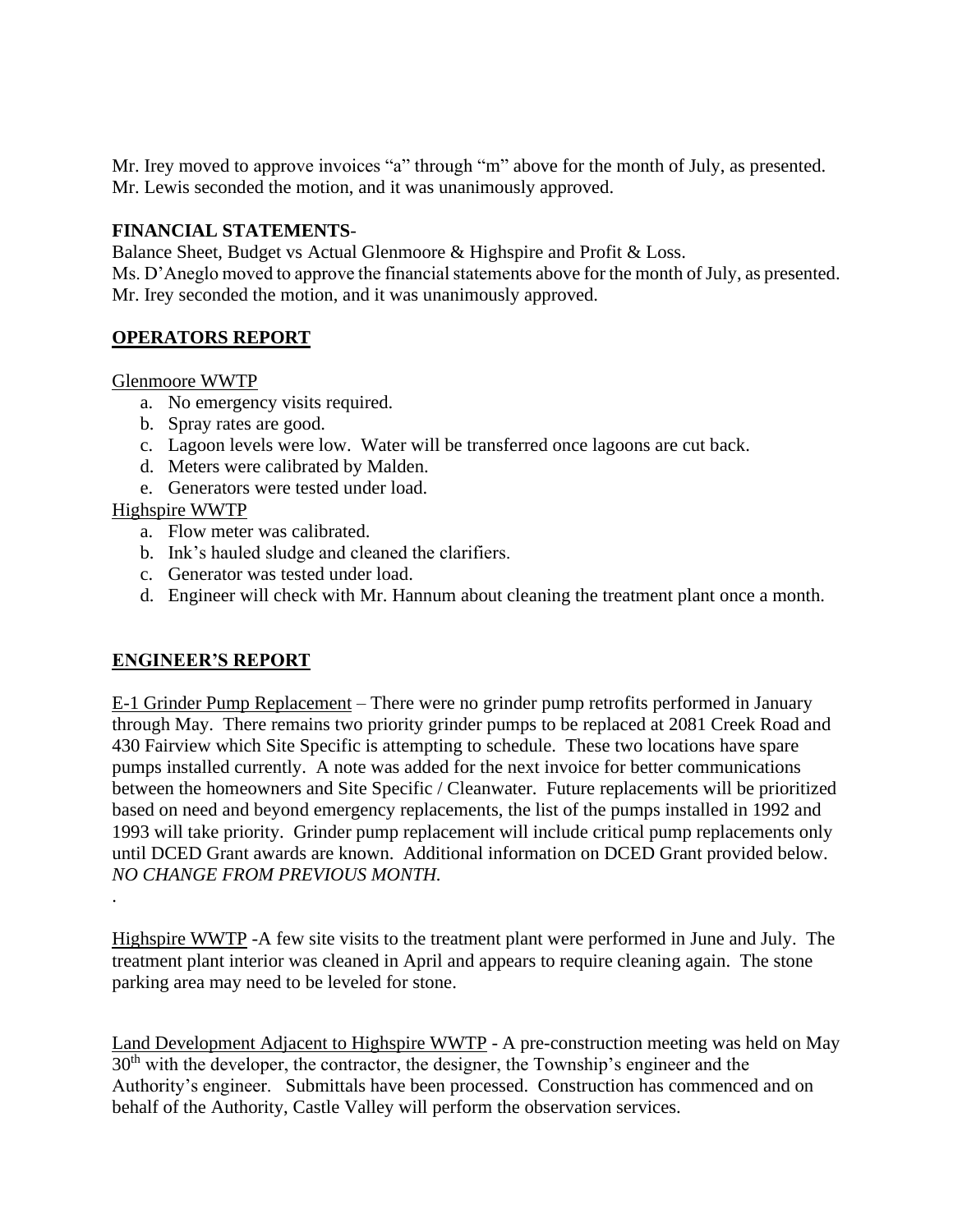Mr. Irey moved to approve invoices "a" through "m" above for the month of July, as presented. Mr. Lewis seconded the motion, and it was unanimously approved.

**FINANCIAL STATEMENTS**-

Balance Sheet, Budget vs Actual Glenmoore & Highspire and Profit & Loss.

Ms. D'Aneglo moved to approve the financial statements above for the month of July, as presented. Mr. Irey seconded the motion, and it was unanimously approved.

## OPERATORS REPORT

Glenmoore WWTP

a. No emergency visits required.
b. Spray rates are good.
c. Lagoon levels were low. Water will be transferred once lagoons are cut back.
d. Meters were calibrated by Malden.
e. Generators were tested under load.

Highspire WWTP

a. Flow meter was calibrated.
b. Ink's hauled sludge and cleaned the clarifiers.
c. Generator was tested under load.
d. Engineer will check with Mr. Hannum about cleaning the treatment plant once a month.

## ENGINEER'S REPORT

E-1 Grinder Pump Replacement – There were no grinder pump retrofits performed in January through May. There remains two priority grinder pumps to be replaced at 2081 Creek Road and 430 Fairview which Site Specific is attempting to schedule. These two locations have spare pumps installed currently. A note was added for the next invoice for better communications between the homeowners and Site Specific / Cleanwater. Future replacements will be prioritized based on need and beyond emergency replacements, the list of the pumps installed in 1992 and 1993 will take priority. Grinder pump replacement will include critical pump replacements only until DCED Grant awards are known. Additional information on DCED Grant provided below. *NO CHANGE FROM PREVIOUS MONTH.*

.

Highspire WWTP -A few site visits to the treatment plant were performed in June and July. The treatment plant interior was cleaned in April and appears to require cleaning again. The stone parking area may need to be leveled for stone.

Land Development Adjacent to Highspire WWTP - A pre-construction meeting was held on May 30th with the developer, the contractor, the designer, the Township's engineer and the Authority's engineer. Submittals have been processed. Construction has commenced and on behalf of the Authority, Castle Valley will perform the observation services.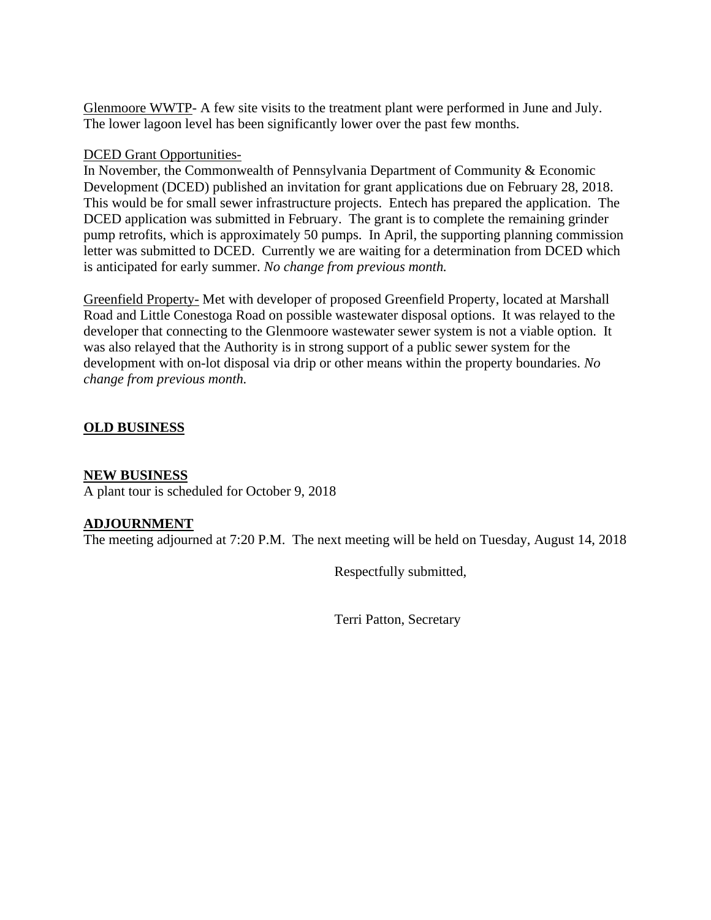Glenmoore WWTP- A few site visits to the treatment plant were performed in June and July. The lower lagoon level has been significantly lower over the past few months.

DCED Grant Opportunities-

In November, the Commonwealth of Pennsylvania Department of Community & Economic Development (DCED) published an invitation for grant applications due on February 28, 2018. This would be for small sewer infrastructure projects. Entech has prepared the application. The DCED application was submitted in February. The grant is to complete the remaining grinder pump retrofits, which is approximately 50 pumps. In April, the supporting planning commission letter was submitted to DCED. Currently we are waiting for a determination from DCED which is anticipated for early summer. *No change from previous month.*

Greenfield Property- Met with developer of proposed Greenfield Property, located at Marshall Road and Little Conestoga Road on possible wastewater disposal options. It was relayed to the developer that connecting to the Glenmoore wastewater sewer system is not a viable option. It was also relayed that the Authority is in strong support of a public sewer system for the development with on-lot disposal via drip or other means within the property boundaries. *No change from previous month.*

## OLD BUSINESS

## NEW BUSINESS

A plant tour is scheduled for October 9, 2018

## ADJOURNMENT

The meeting adjourned at 7:20 P.M. The next meeting will be held on Tuesday, August 14, 2018

Respectfully submitted,

Terri Patton, Secretary